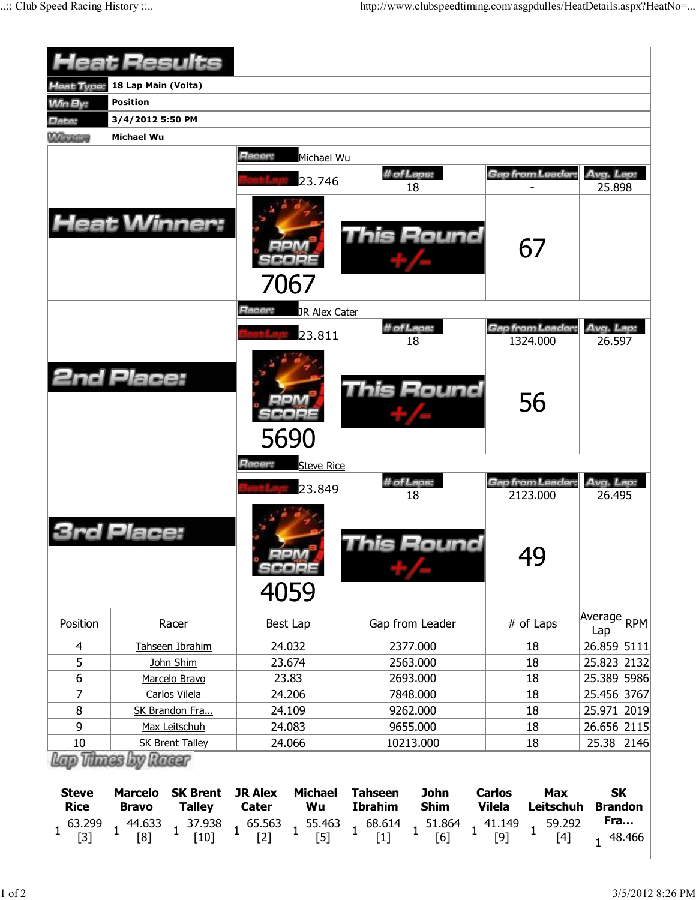# Heat Results

**Heat Type:** 18 Lap Main (Volta)

**Win By:** Position

**Date:** 3/4/2012 5:50 PM

**Winner:** Michael Wu

## Heat Winner:

**Racer:** Michael Wu

| Best Lap | # of Laps | Gap from Leader | Avg. Lap |
|---|---|---|---|
| 23.746 | 18 | - | 25.898 |

RPM SCORE: 7067

This Round +/-: 67

## 2nd Place:

**Racer:** JR Alex Cater

| Best Lap | # of Laps | Gap from Leader | Avg. Lap |
|---|---|---|---|
| 23.811 | 18 | 1324.000 | 26.597 |

RPM SCORE: 5690

This Round +/-: 56

## 3rd Place:

**Racer:** Steve Rice

| Best Lap | # of Laps | Gap from Leader | Avg. Lap |
|---|---|---|---|
| 23.849 | 18 | 2123.000 | 26.495 |

RPM SCORE: 4059

This Round +/-: 49

| Position | Racer | Best Lap | Gap from Leader | # of Laps | Average Lap | RPM |
|---|---|---|---|---|---|---|
| 4 | Tahseen Ibrahim | 24.032 | 2377.000 | 18 | 26.859 | 5111 |
| 5 | John Shim | 23.674 | 2563.000 | 18 | 25.823 | 2132 |
| 6 | Marcelo Bravo | 23.83 | 2693.000 | 18 | 25.389 | 5986 |
| 7 | Carlos Vilela | 24.206 | 7848.000 | 18 | 25.456 | 3767 |
| 8 | SK Brandon Fra... | 24.109 | 9262.000 | 18 | 25.971 | 2019 |
| 9 | Max Leitschuh | 24.083 | 9655.000 | 18 | 26.656 | 2115 |
| 10 | SK Brent Talley | 24.066 | 10213.000 | 18 | 25.38 | 2146 |

## Lap Times by Racer

| Steve Rice | Marcelo Bravo | SK Brent Talley | JR Alex Cater | Michael Wu | Tahseen Ibrahim | John Shim | Carlos Vilela | Max Leitschuh | SK Brandon Fra... |
|---|---|---|---|---|---|---|---|---|---|
| 1 63.299 [3] | 1 44.633 [8] | 1 37.938 [10] | 1 65.563 [2] | 1 55.463 [5] | 1 68.614 [1] | 1 51.864 [6] | 1 41.149 [9] | 1 59.292 [4] | 1 48.466 |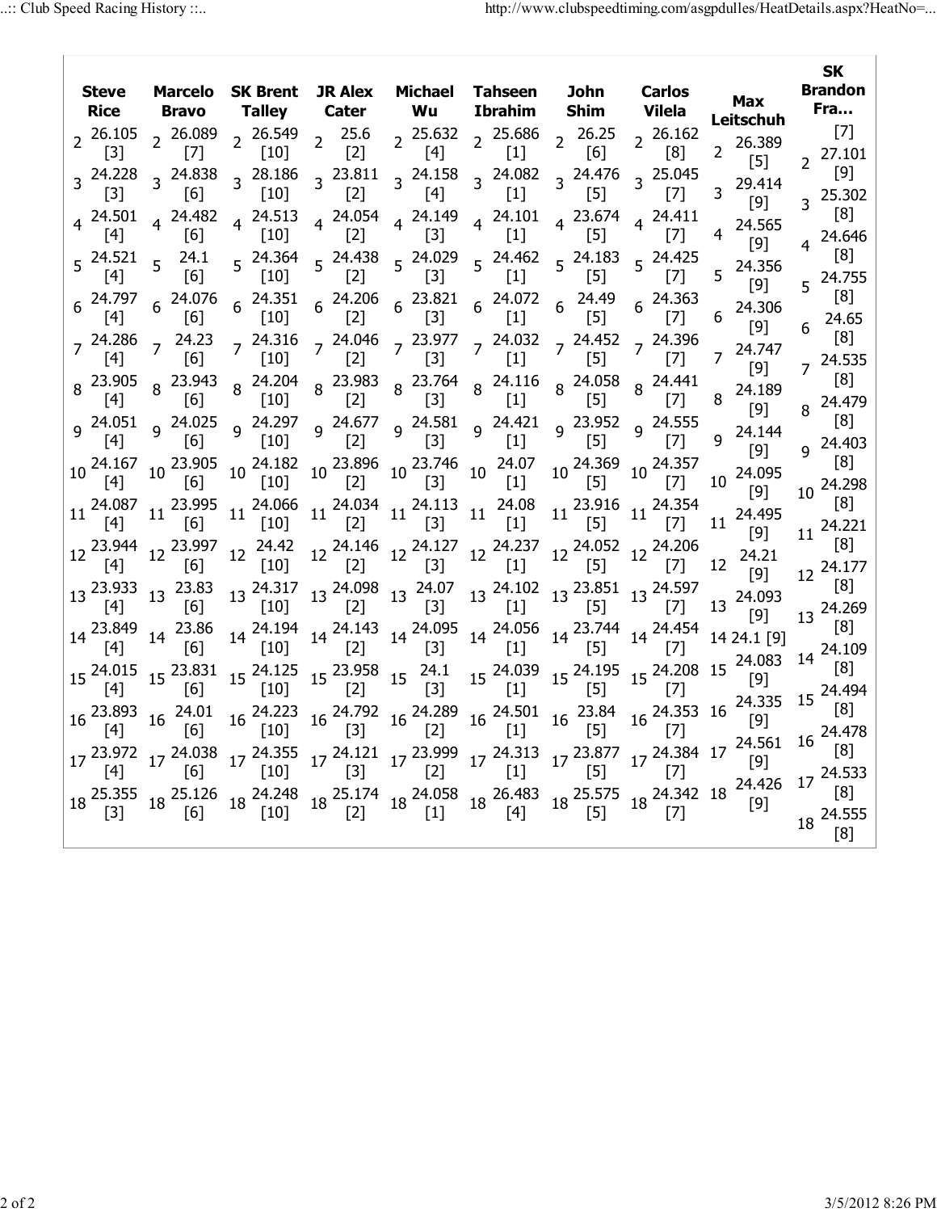| Steve Rice | Marcelo Bravo | SK Brent Talley | JR Alex Cater | Michael Wu | Tahseen Ibrahim | John Shim | Carlos Vilela | Max Leitschuh | SK Brandon Fra... |
|---|---|---|---|---|---|---|---|---|---|
| | | | | | | | | | [7] |
| 2 26.105 [3] | 2 26.089 [7] | 2 26.549 [10] | 2 25.6 [2] | 2 25.632 [4] | 2 25.686 [1] | 2 26.25 [6] | 2 26.162 [8] | 2 26.389 [5] | 2 27.101 [9] |
| 3 24.228 [3] | 3 24.838 [6] | 3 28.186 [10] | 3 23.811 [2] | 3 24.158 [4] | 3 24.082 [1] | 3 24.476 [5] | 3 25.045 [7] | 3 29.414 [9] | 3 25.302 [8] |
| 4 24.501 [4] | 4 24.482 [6] | 4 24.513 [10] | 4 24.054 [2] | 4 24.149 [3] | 4 24.101 [1] | 4 23.674 [5] | 4 24.411 [7] | 4 24.565 [9] | 4 24.646 [8] |
| 5 24.521 [4] | 5 24.1 [6] | 5 24.364 [10] | 5 24.438 [2] | 5 24.029 [3] | 5 24.462 [1] | 5 24.183 [5] | 5 24.425 [7] | 5 24.356 [9] | 5 24.755 [8] |
| 6 24.797 [4] | 6 24.076 [6] | 6 24.351 [10] | 6 24.206 [2] | 6 23.821 [3] | 6 24.072 [1] | 6 24.49 [5] | 6 24.363 [7] | 6 24.306 [9] | 6 24.65 [8] |
| 7 24.286 [4] | 7 24.23 [6] | 7 24.316 [10] | 7 24.046 [2] | 7 23.977 [3] | 7 24.032 [1] | 7 24.452 [5] | 7 24.396 [7] | 7 24.747 [9] | 7 24.535 [8] |
| 8 23.905 [4] | 8 23.943 [6] | 8 24.204 [10] | 8 23.983 [2] | 8 23.764 [3] | 8 24.116 [1] | 8 24.058 [5] | 8 24.441 [7] | 8 24.189 [9] | 8 24.479 [8] |
| 9 24.051 [4] | 9 24.025 [6] | 9 24.297 [10] | 9 24.677 [2] | 9 24.581 [3] | 9 24.421 [1] | 9 23.952 [5] | 9 24.555 [7] | 9 24.144 [9] | 9 24.403 [8] |
| 10 24.167 [4] | 10 23.905 [6] | 10 24.182 [10] | 10 23.896 [2] | 10 23.746 [3] | 10 24.07 [1] | 10 24.369 [5] | 10 24.357 [7] | 10 24.095 [9] | 10 24.298 [8] |
| 11 24.087 [4] | 11 23.995 [6] | 11 24.066 [10] | 11 24.034 [2] | 11 24.113 [3] | 11 24.08 [1] | 11 23.916 [5] | 11 24.354 [7] | 11 24.495 [9] | 11 24.221 [8] |
| 12 23.944 [4] | 12 23.997 [6] | 12 24.42 [10] | 12 24.146 [2] | 12 24.127 [3] | 12 24.237 [1] | 12 24.052 [5] | 12 24.206 [7] | 12 24.21 [9] | 12 24.177 [8] |
| 13 23.933 [4] | 13 23.83 [6] | 13 24.317 [10] | 13 24.098 [2] | 13 24.07 [3] | 13 24.102 [1] | 13 23.851 [5] | 13 24.597 [7] | 13 24.093 [9] | 13 24.269 [8] |
| 14 23.849 [4] | 14 23.86 [6] | 14 24.194 [10] | 14 24.143 [2] | 14 24.095 [3] | 14 24.056 [1] | 14 23.744 [5] | 14 24.454 [7] | 14 24.1 [9] | 14 24.109 [8] |
| 15 24.015 [4] | 15 23.831 [6] | 15 24.125 [10] | 15 23.958 [2] | 15 24.1 [3] | 15 24.039 [1] | 15 24.195 [5] | 15 24.208 [7] | 15 24.083 [9] | 15 24.494 [8] |
| 16 23.893 [4] | 16 24.01 [6] | 16 24.223 [10] | 16 24.792 [3] | 16 24.289 [2] | 16 24.501 [1] | 16 23.84 [5] | 16 24.353 [7] | 16 24.335 [9] | 16 24.478 [8] |
| 17 23.972 [4] | 17 24.038 [6] | 17 24.355 [10] | 17 24.121 [3] | 17 23.999 [2] | 17 24.313 [1] | 17 23.877 [5] | 17 24.384 [7] | 17 24.561 [9] | 17 24.533 [8] |
| 18 25.355 [3] | 18 25.126 [6] | 18 24.248 [10] | 18 25.174 [2] | 18 24.058 [1] | 18 26.483 [4] | 18 25.575 [5] | 18 24.342 [7] | 18 24.426 [9] | 18 24.555 [8] |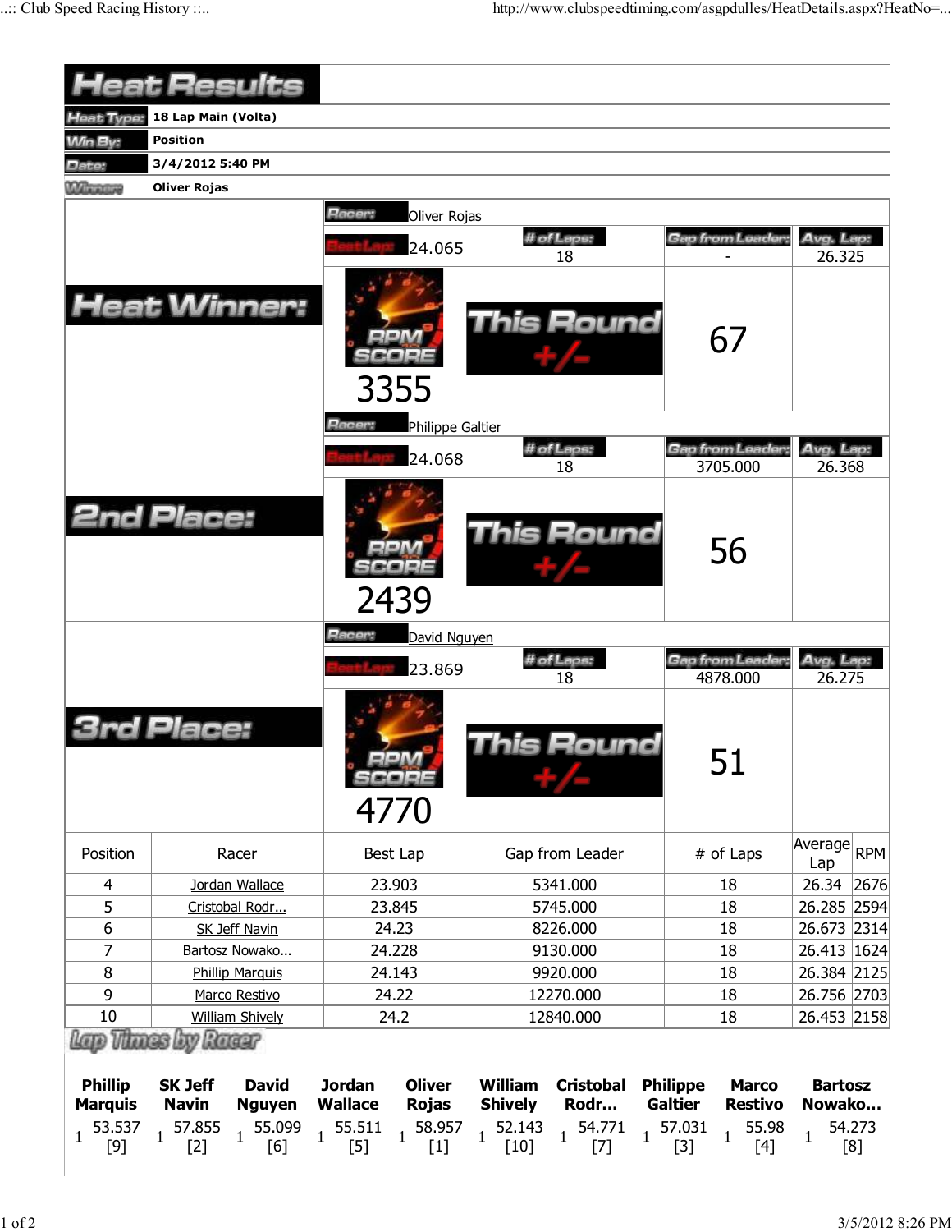# Heat Results

**Heat Type:** 18 Lap Main (Volta)

**Win By:** Position

**Date:** 3/4/2012 5:40 PM

**Winner:** Oliver Rojas

## Heat Winner:

**Racer:** Oliver Rojas

| Best Lap | # of Laps | Gap from Leader | Avg. Lap |
|---|---|---|---|
| 24.065 | 18 | - | 26.325 |

RPM SCORE: 3355

This Round +/-: 67

## 2nd Place:

**Racer:** Philippe Galtier

| Best Lap | # of Laps | Gap from Leader | Avg. Lap |
|---|---|---|---|
| 24.068 | 18 | 3705.000 | 26.368 |

RPM SCORE: 2439

This Round +/-: 56

## 3rd Place:

**Racer:** David Nguyen

| Best Lap | # of Laps | Gap from Leader | Avg. Lap |
|---|---|---|---|
| 23.869 | 18 | 4878.000 | 26.275 |

RPM SCORE: 4770

This Round +/-: 51

| Position | Racer | Best Lap | Gap from Leader | # of Laps | Average Lap | RPM |
|---|---|---|---|---|---|---|
| 4 | Jordan Wallace | 23.903 | 5341.000 | 18 | 26.34 | 2676 |
| 5 | Cristobal Rodr... | 23.845 | 5745.000 | 18 | 26.285 | 2594 |
| 6 | SK Jeff Navin | 24.23 | 8226.000 | 18 | 26.673 | 2314 |
| 7 | Bartosz Nowako... | 24.228 | 9130.000 | 18 | 26.413 | 1624 |
| 8 | Phillip Marquis | 24.143 | 9920.000 | 18 | 26.384 | 2125 |
| 9 | Marco Restivo | 24.22 | 12270.000 | 18 | 26.756 | 2703 |
| 10 | William Shively | 24.2 | 12840.000 | 18 | 26.453 | 2158 |

## Lap Times by Racer

| | Phillip Marquis | SK Jeff Navin | David Nguyen | Jordan Wallace | Oliver Rojas | William Shively | Cristobal Rodr... | Philippe Galtier | Marco Restivo | Bartosz Nowako... |
|---|---|---|---|---|---|---|---|---|---|---|
| 1 | 53.537 [9] | 57.855 [2] | 55.099 [6] | 55.511 [5] | 58.957 [1] | 52.143 [10] | 54.771 [7] | 57.031 [3] | 55.98 [4] | 54.273 [8] |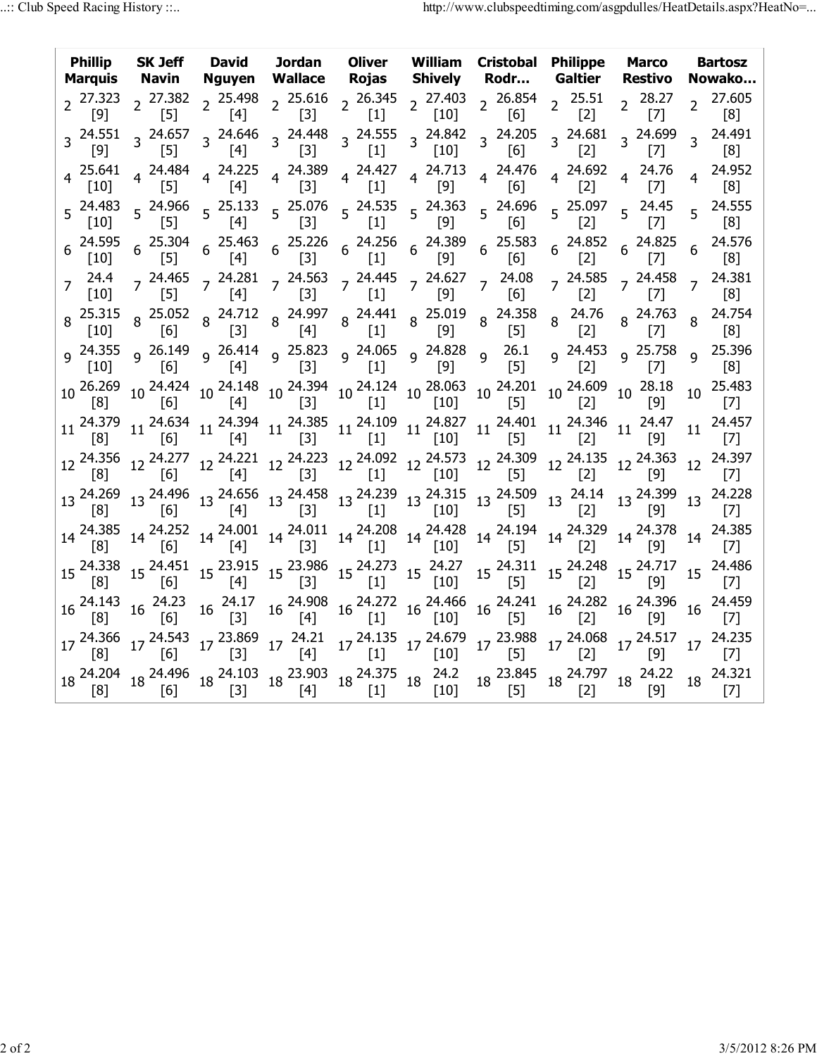| Phillip Marquis | SK Jeff Navin | David Nguyen | Jordan Wallace | Oliver Rojas | William Shively | Cristobal Rodr… | Philippe Galtier | Marco Restivo | Bartosz Nowako… |
|---|---|---|---|---|---|---|---|---|---|
| 2 27.323 [9] | 2 27.382 [5] | 2 25.498 [4] | 2 25.616 [3] | 2 26.345 [1] | 2 27.403 [10] | 2 26.854 [6] | 2 25.51 [2] | 2 28.27 [7] | 2 27.605 [8] |
| 3 24.551 [9] | 3 24.657 [5] | 3 24.646 [4] | 3 24.448 [3] | 3 24.555 [1] | 3 24.842 [10] | 3 24.205 [6] | 3 24.681 [2] | 3 24.699 [7] | 3 24.491 [8] |
| 4 25.641 [10] | 4 24.484 [5] | 4 24.225 [4] | 4 24.389 [3] | 4 24.427 [1] | 4 24.713 [9] | 4 24.476 [6] | 4 24.692 [2] | 4 24.76 [7] | 4 24.952 [8] |
| 5 24.483 [10] | 5 24.966 [5] | 5 25.133 [4] | 5 25.076 [3] | 5 24.535 [1] | 5 24.363 [9] | 5 24.696 [6] | 5 25.097 [2] | 5 24.45 [7] | 5 24.555 [8] |
| 6 24.595 [10] | 6 25.304 [5] | 6 25.463 [4] | 6 25.226 [3] | 6 24.256 [1] | 6 24.389 [9] | 6 25.583 [6] | 6 24.852 [2] | 6 24.825 [7] | 6 24.576 [8] |
| 7 24.4 [10] | 7 24.465 [5] | 7 24.281 [4] | 7 24.563 [3] | 7 24.445 [1] | 7 24.627 [9] | 7 24.08 [6] | 7 24.585 [2] | 7 24.458 [7] | 7 24.381 [8] |
| 8 25.315 [10] | 8 25.052 [6] | 8 24.712 [3] | 8 24.997 [4] | 8 24.441 [1] | 8 25.019 [9] | 8 24.358 [5] | 8 24.76 [2] | 8 24.763 [7] | 8 24.754 [8] |
| 9 24.355 [10] | 9 26.149 [6] | 9 26.414 [4] | 9 25.823 [3] | 9 24.065 [1] | 9 24.828 [9] | 9 26.1 [5] | 9 24.453 [2] | 9 25.758 [7] | 9 25.396 [8] |
| 10 26.269 [8] | 10 24.424 [6] | 10 24.148 [4] | 10 24.394 [3] | 10 24.124 [1] | 10 28.063 [10] | 10 24.201 [5] | 10 24.609 [2] | 10 28.18 [9] | 10 25.483 [7] |
| 11 24.379 [8] | 11 24.634 [6] | 11 24.394 [4] | 11 24.385 [3] | 11 24.109 [1] | 11 24.827 [10] | 11 24.401 [5] | 11 24.346 [2] | 11 24.47 [9] | 11 24.457 [7] |
| 12 24.356 [8] | 12 24.277 [6] | 12 24.221 [4] | 12 24.223 [3] | 12 24.092 [1] | 12 24.573 [10] | 12 24.309 [5] | 12 24.135 [2] | 12 24.363 [9] | 12 24.397 [7] |
| 13 24.269 [8] | 13 24.496 [6] | 13 24.656 [4] | 13 24.458 [3] | 13 24.239 [1] | 13 24.315 [10] | 13 24.509 [5] | 13 24.14 [2] | 13 24.399 [9] | 13 24.228 [7] |
| 14 24.385 [8] | 14 24.252 [6] | 14 24.001 [4] | 14 24.011 [3] | 14 24.208 [1] | 14 24.428 [10] | 14 24.194 [5] | 14 24.329 [2] | 14 24.378 [9] | 14 24.385 [7] |
| 15 24.338 [8] | 15 24.451 [6] | 15 23.915 [4] | 15 23.986 [3] | 15 24.273 [1] | 15 24.27 [10] | 15 24.311 [5] | 15 24.248 [2] | 15 24.717 [9] | 15 24.486 [7] |
| 16 24.143 [8] | 16 24.23 [6] | 16 24.17 [3] | 16 24.908 [4] | 16 24.272 [1] | 16 24.466 [10] | 16 24.241 [5] | 16 24.282 [2] | 16 24.396 [9] | 16 24.459 [7] |
| 17 24.366 [8] | 17 24.543 [6] | 17 23.869 [3] | 17 24.21 [4] | 17 24.135 [1] | 17 24.679 [10] | 17 23.988 [5] | 17 24.068 [2] | 17 24.517 [9] | 17 24.235 [7] |
| 18 24.204 [8] | 18 24.496 [6] | 18 24.103 [3] | 18 23.903 [4] | 18 24.375 [1] | 18 24.2 [10] | 18 23.845 [5] | 18 24.797 [2] | 18 24.22 [9] | 18 24.321 [7] |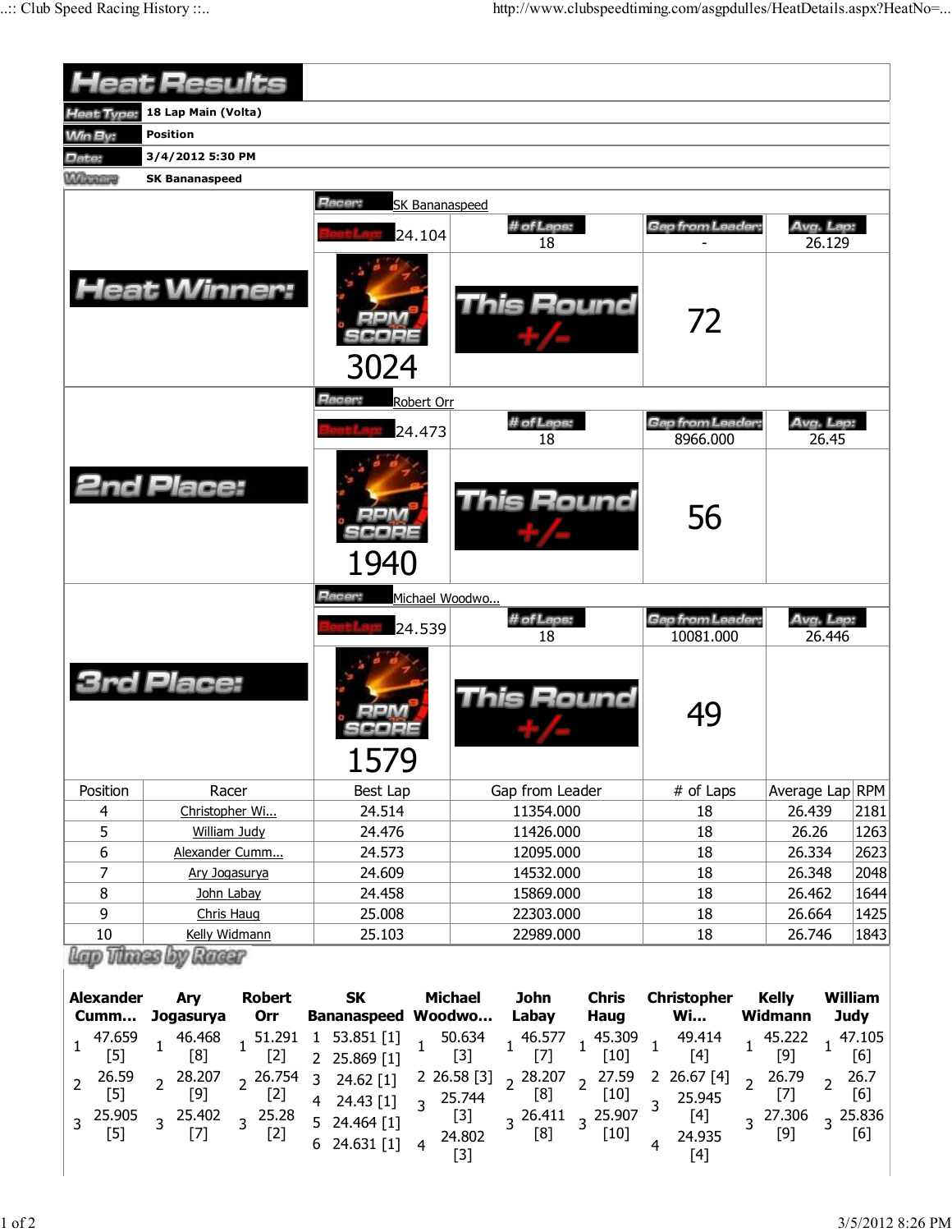# Heat Results

| | |
|---|---|
| **Heat Type:** | 18 Lap Main (Volta) |
| **Win By:** | Position |
| **Date:** | 3/4/2012 5:30 PM |
| **Winner:** | SK Bananaspeed |

## Heat Winner:

**Racer:** SK Bananaspeed

| Best Lap | # of Laps | Gap from Leader | Avg. Lap |
|---|---|---|---|
| 24.104 | 18 | - | 26.129 |

RPM SCORE: 3024

This Round +/-: 72

## 2nd Place:

**Racer:** Robert Orr

| Best Lap | # of Laps | Gap from Leader | Avg. Lap |
|---|---|---|---|
| 24.473 | 18 | 8966.000 | 26.45 |

RPM SCORE: 1940

This Round +/-: 56

## 3rd Place:

**Racer:** Michael Woodwo...

| Best Lap | # of Laps | Gap from Leader | Avg. Lap |
|---|---|---|---|
| 24.539 | 18 | 10081.000 | 26.446 |

RPM SCORE: 1579

This Round +/-: 49

| Position | Racer | Best Lap | Gap from Leader | # of Laps | Average Lap | RPM |
|---|---|---|---|---|---|---|
| 4 | Christopher Wi... | 24.514 | 11354.000 | 18 | 26.439 | 2181 |
| 5 | William Judy | 24.476 | 11426.000 | 18 | 26.26 | 1263 |
| 6 | Alexander Cumm... | 24.573 | 12095.000 | 18 | 26.334 | 2623 |
| 7 | Ary Jogasurya | 24.609 | 14532.000 | 18 | 26.348 | 2048 |
| 8 | John Labay | 24.458 | 15869.000 | 18 | 26.462 | 1644 |
| 9 | Chris Haug | 25.008 | 22303.000 | 18 | 26.664 | 1425 |
| 10 | Kelly Widmann | 25.103 | 22989.000 | 18 | 26.746 | 1843 |

## Lap Times by Racer

| Lap | Alexander Cumm... | Ary Jogasurya | Robert Orr | SK Bananaspeed | Michael Woodwo... | John Labay | Chris Haug | Christopher Wi... | Kelly Widmann | William Judy |
|---|---|---|---|---|---|---|---|---|---|---|
| 1 | 47.659 [5] | 46.468 [8] | 51.291 [2] | 53.851 [1] | 50.634 [3] | 46.577 [7] | 45.309 [10] | 49.414 [4] | 45.222 [9] | 47.105 [6] |
| 2 | 26.59 [5] | 28.207 [9] | 26.754 [2] | 25.869 [1] | 26.58 [3] | 28.207 [8] | 27.59 [10] | 26.67 [4] | 26.79 [7] | 26.7 [6] |
| 3 | 25.905 [5] | 25.402 [7] | 25.28 [2] | 24.62 [1] | 25.744 [3] | 26.411 [8] | 25.907 [10] | 25.945 [4] | 27.306 [9] | 25.836 [6] |
| 4 | | | | 24.43 [1] | 24.802 [3] | | | 24.935 [4] | | |
| 5 | | | | 24.464 [1] | | | | | | |
| 6 | | | | 24.631 [1] | | | | | | |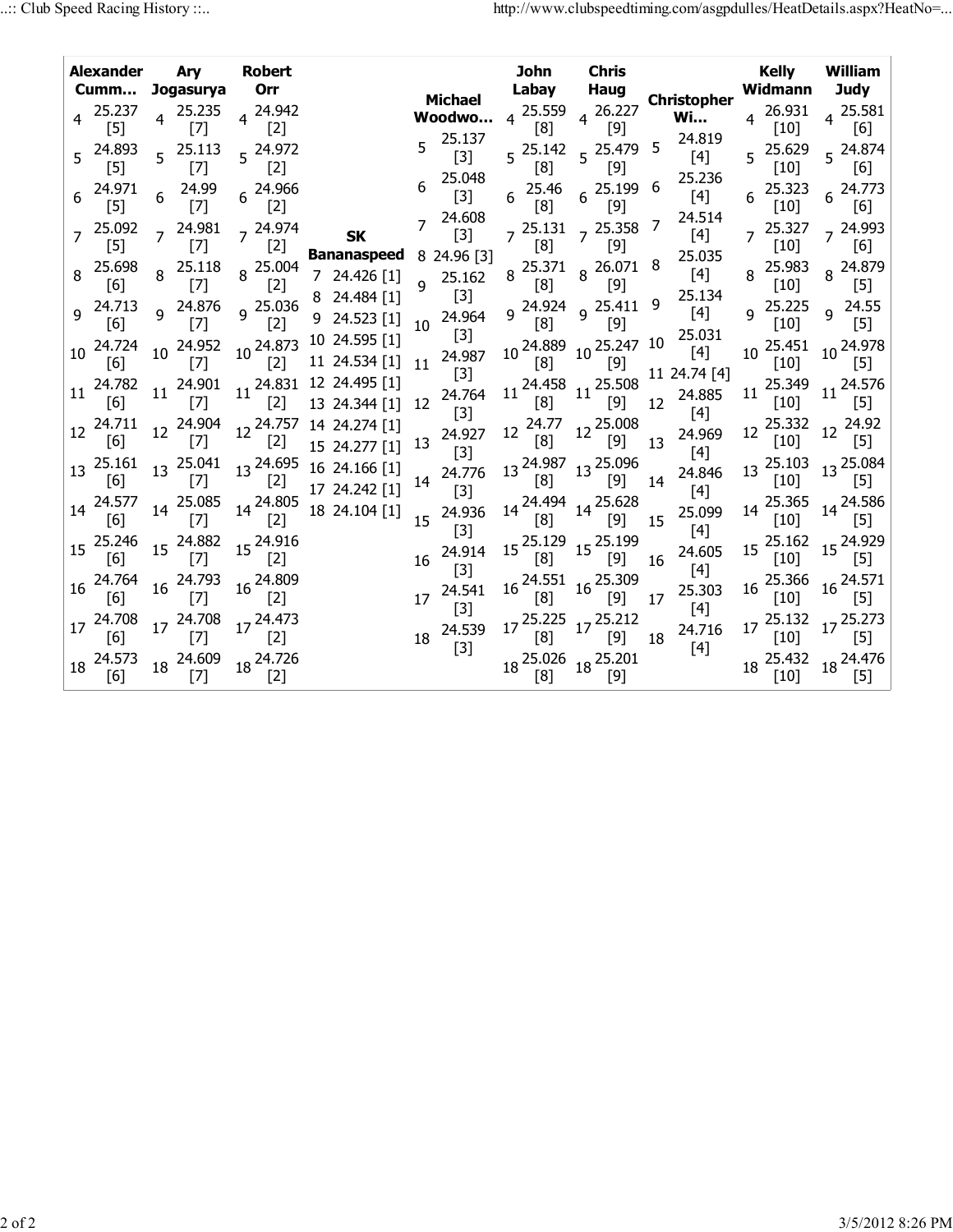| Lap | Alexander Cumm… | Ary Jogasurya | Robert Orr | SK Bananaspeed | Michael Woodwo… | John Labay | Chris Haug | Christopher Wi… | Kelly Widmann | William Judy |
|---|---|---|---|---|---|---|---|---|---|---|
| 4 | 25.237 [5] | 25.235 [7] | 24.942 [2] | | | 25.559 [8] | 26.227 [9] | | 26.931 [10] | 25.581 [6] |
| 5 | 24.893 [5] | 25.113 [7] | 24.972 [2] | | 25.137 [3] | 25.142 [8] | 25.479 [9] | 24.819 [4] | 25.629 [10] | 24.874 [6] |
| 6 | 24.971 [5] | 24.99 [7] | 24.966 [2] | | 25.048 [3] | 25.46 [8] | 25.199 [9] | 25.236 [4] | 25.323 [10] | 24.773 [6] |
| 7 | 25.092 [5] | 24.981 [7] | 24.974 [2] | 24.426 [1] | 24.608 [3] | 25.131 [8] | 25.358 [9] | 24.514 [4] | 25.327 [10] | 24.993 [6] |
| 8 | 25.698 [6] | 25.118 [7] | 25.004 [2] | 24.484 [1] | 24.96 [3] | 25.371 [8] | 26.071 [9] | 25.035 [4] | 25.983 [10] | 24.879 [5] |
| 9 | 24.713 [6] | 24.876 [7] | 25.036 [2] | 24.523 [1] | 25.162 [3] | 24.924 [8] | 25.411 [9] | 25.134 [4] | 25.225 [10] | 24.55 [5] |
| 10 | 24.724 [6] | 24.952 [7] | 24.873 [2] | 24.595 [1] | 24.964 [3] | 24.889 [8] | 25.247 [9] | 25.031 [4] | 25.451 [10] | 24.978 [5] |
| 11 | 24.782 [6] | 24.901 [7] | 24.831 [2] | 24.534 [1] | 24.987 [3] | 24.458 [8] | 25.508 [9] | 24.74 [4] | 25.349 [10] | 24.576 [5] |
| 12 | 24.711 [6] | 24.904 [7] | 24.757 [2] | 24.495 [1] | 24.764 [3] | 24.77 [8] | 25.008 [9] | 24.885 [4] | 25.332 [10] | 24.92 [5] |
| 13 | 25.161 [6] | 25.041 [7] | 24.695 [2] | 24.344 [1] | 24.927 [3] | 24.987 [8] | 25.096 [9] | 24.969 [4] | 25.103 [10] | 25.084 [5] |
| 14 | 24.577 [6] | 25.085 [7] | 24.805 [2] | 24.274 [1] | 24.776 [3] | 24.494 [8] | 25.628 [9] | 24.846 [4] | 25.365 [10] | 24.586 [5] |
| 15 | 25.246 [6] | 24.882 [7] | 24.916 [2] | 24.277 [1] | 24.936 [3] | 25.129 [8] | 25.199 [9] | 25.099 [4] | 25.162 [10] | 24.929 [5] |
| 16 | 24.764 [6] | 24.793 [7] | 24.809 [2] | 24.166 [1] | 24.914 [3] | 24.551 [8] | 25.309 [9] | 24.605 [4] | 25.366 [10] | 24.571 [5] |
| 17 | 24.708 [6] | 24.708 [7] | 24.473 [2] | 24.242 [1] | 24.541 [3] | 25.225 [8] | 25.212 [9] | 25.303 [4] | 25.132 [10] | 25.273 [5] |
| 18 | 24.573 [6] | 24.609 [7] | 24.726 [2] | 24.104 [1] | 24.539 [3] | 25.026 [8] | 25.201 [9] | 24.716 [4] | 25.432 [10] | 24.476 [5] |